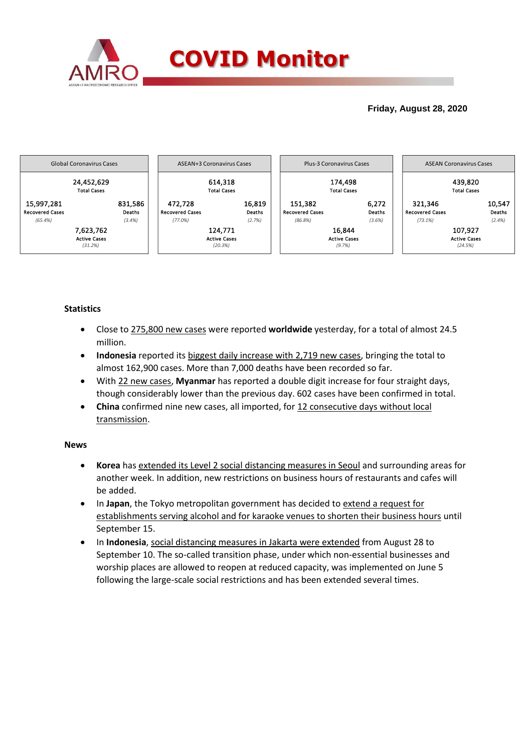# COVID Monitor

**Friday, August 28, 2020**

| Global Coronavirus Cases | | ASEAN+3 Coronavirus Cases | | Plus-3 Coronavirus Cases | | ASEAN Coronavirus Cases | |
|---|---|---|---|---|---|---|---|
| 24,452,629 Total Cases | | 614,318 Total Cases | | 174,498 Total Cases | | 439,820 Total Cases | |
| 15,997,281 Recovered Cases (65.4%) | 831,586 Deaths (3.4%) | 472,728 Recovered Cases (77.0%) | 16,819 Deaths (2.7%) | 151,382 Recovered Cases (86.8%) | 6,272 Deaths (3.6%) | 321,346 Recovered Cases (73.1%) | 10,547 Deaths (2.4%) |
| 7,623,762 Active Cases (31.2%) | | 124,771 Active Cases (20.3%) | | 16,844 Active Cases (9.7%) | | 107,927 Active Cases (24.5%) | |

## Statistics

- Close to 275,800 new cases were reported **worldwide** yesterday, for a total of almost 24.5 million.
- **Indonesia** reported its biggest daily increase with 2,719 new cases, bringing the total to almost 162,900 cases. More than 7,000 deaths have been recorded so far.
- With 22 new cases, **Myanmar** has reported a double digit increase for four straight days, though considerably lower than the previous day. 602 cases have been confirmed in total.
- **China** confirmed nine new cases, all imported, for 12 consecutive days without local transmission.

## News

- **Korea** has extended its Level 2 social distancing measures in Seoul and surrounding areas for another week. In addition, new restrictions on business hours of restaurants and cafes will be added.
- In **Japan**, the Tokyo metropolitan government has decided to extend a request for establishments serving alcohol and for karaoke venues to shorten their business hours until September 15.
- In **Indonesia**, social distancing measures in Jakarta were extended from August 28 to September 10. The so-called transition phase, under which non-essential businesses and worship places are allowed to reopen at reduced capacity, was implemented on June 5 following the large-scale social restrictions and has been extended several times.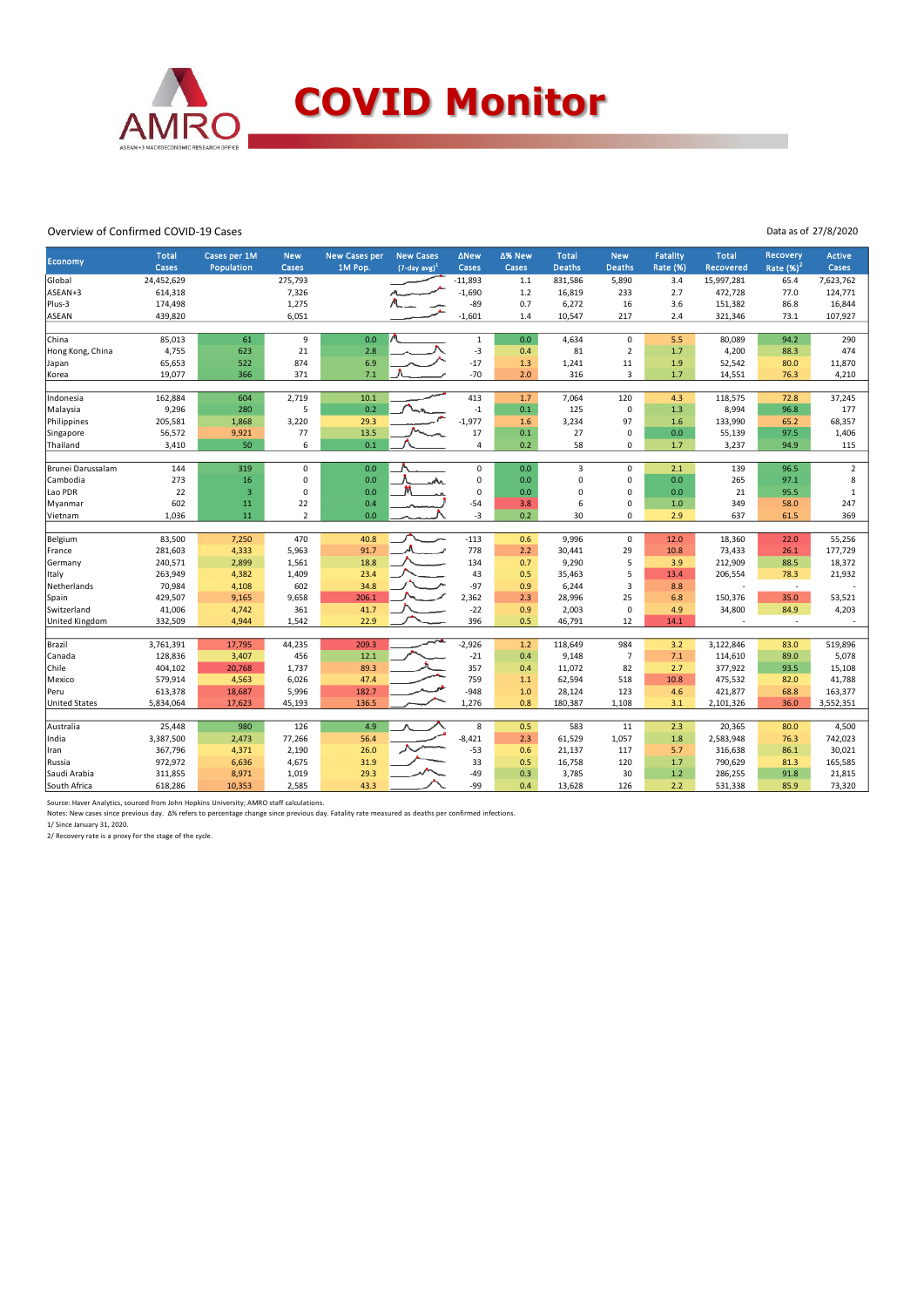# COVID Monitor

Overview of Confirmed COVID-19 Cases

Data as of 27/8/2020

| Economy | Total Cases | Cases per 1M Population | New Cases | New Cases per 1M Pop. | New Cases (7-day avg)[1] | ΔNew Cases | Δ% New Cases | Total Deaths | New Deaths | Fatality Rate (%) | Total Recovered | Recovery Rate (%)[2] | Active Cases |
|---|---|---|---|---|---|---|---|---|---|---|---|---|---|
| Global | 24,452,629 | | 275,793 | | | -11,893 | 1.1 | 831,586 | 5,890 | 3.4 | 15,997,281 | 65.4 | 7,623,762 |
| ASEAN+3 | 614,318 | | 7,326 | | | -1,690 | 1.2 | 16,819 | 233 | 2.7 | 472,728 | 77.0 | 124,771 |
| Plus-3 | 174,498 | | 1,275 | | | -89 | 0.7 | 6,272 | 16 | 3.6 | 151,382 | 86.8 | 16,844 |
| ASEAN | 439,820 | | 6,051 | | | -1,601 | 1.4 | 10,547 | 217 | 2.4 | 321,346 | 73.1 | 107,927 |
| | | | | | | | | | | | | | |
| China | 85,013 | 61 | 9 | 0.0 | | 1 | 0.0 | 4,634 | 0 | 5.5 | 80,089 | 94.2 | 290 |
| Hong Kong, China | 4,755 | 623 | 21 | 2.8 | | -3 | 0.4 | 81 | 2 | 1.7 | 4,200 | 88.3 | 474 |
| Japan | 65,653 | 522 | 874 | 6.9 | | -17 | 1.3 | 1,241 | 11 | 1.9 | 52,542 | 80.0 | 11,870 |
| Korea | 19,077 | 366 | 371 | 7.1 | | -70 | 2.0 | 316 | 3 | 1.7 | 14,551 | 76.3 | 4,210 |
| | | | | | | | | | | | | | |
| Indonesia | 162,884 | 604 | 2,719 | 10.1 | | 413 | 1.7 | 7,064 | 120 | 4.3 | 118,575 | 72.8 | 37,245 |
| Malaysia | 9,296 | 280 | 5 | 0.2 | | -1 | 0.1 | 125 | 0 | 1.3 | 8,994 | 96.8 | 177 |
| Philippines | 205,581 | 1,868 | 3,220 | 29.3 | | -1,977 | 1.6 | 3,234 | 97 | 1.6 | 133,990 | 65.2 | 68,357 |
| Singapore | 56,572 | 9,921 | 77 | 13.5 | | 17 | 0.1 | 27 | 0 | 0.0 | 55,139 | 97.5 | 1,406 |
| Thailand | 3,410 | 50 | 6 | 0.1 | | 4 | 0.2 | 58 | 0 | 1.7 | 3,237 | 94.9 | 115 |
| | | | | | | | | | | | | | |
| Brunei Darussalam | 144 | 319 | 0 | 0.0 | | 0 | 0.0 | 3 | 0 | 2.1 | 139 | 96.5 | 2 |
| Cambodia | 273 | 16 | 0 | 0.0 | | 0 | 0.0 | 0 | 0 | 0.0 | 265 | 97.1 | 8 |
| Lao PDR | 22 | 3 | 0 | 0.0 | | 0 | 0.0 | 0 | 0 | 0.0 | 21 | 95.5 | 1 |
| Myanmar | 602 | 11 | 22 | 0.4 | | -54 | 3.8 | 6 | 0 | 1.0 | 349 | 58.0 | 247 |
| Vietnam | 1,036 | 11 | 2 | 0.0 | | -3 | 0.2 | 30 | 0 | 2.9 | 637 | 61.5 | 369 |
| | | | | | | | | | | | | | |
| Belgium | 83,500 | 7,250 | 470 | 40.8 | | -113 | 0.6 | 9,996 | 0 | 12.0 | 18,360 | 22.0 | 55,256 |
| France | 281,603 | 4,333 | 5,963 | 91.7 | | 778 | 2.2 | 30,441 | 29 | 10.8 | 73,433 | 26.1 | 177,729 |
| Germany | 240,571 | 2,899 | 1,561 | 18.8 | | 134 | 0.7 | 9,290 | 5 | 3.9 | 212,909 | 88.5 | 18,372 |
| Italy | 263,949 | 4,382 | 1,409 | 23.4 | | 43 | 0.5 | 35,463 | 5 | 13.4 | 206,554 | 78.3 | 21,932 |
| Netherlands | 70,984 | 4,108 | 602 | 34.8 | | -97 | 0.9 | 6,244 | 3 | 8.8 | - | - | - |
| Spain | 429,507 | 9,165 | 9,658 | 206.1 | | 2,362 | 2.3 | 28,996 | 25 | 6.8 | 150,376 | 35.0 | 53,521 |
| Switzerland | 41,006 | 4,742 | 361 | 41.7 | | -22 | 0.9 | 2,003 | 0 | 4.9 | 34,800 | 84.9 | 4,203 |
| United Kingdom | 332,509 | 4,944 | 1,542 | 22.9 | | 396 | 0.5 | 46,791 | 12 | 14.1 | - | - | - |
| | | | | | | | | | | | | | |
| Brazil | 3,761,391 | 17,795 | 44,235 | 209.3 | | -2,926 | 1.2 | 118,649 | 984 | 3.2 | 3,122,846 | 83.0 | 519,896 |
| Canada | 128,836 | 3,407 | 456 | 12.1 | | -21 | 0.4 | 9,148 | 7 | 7.1 | 114,610 | 89.0 | 5,078 |
| Chile | 404,102 | 20,768 | 1,737 | 89.3 | | 357 | 0.4 | 11,072 | 82 | 2.7 | 377,922 | 93.5 | 15,108 |
| Mexico | 579,914 | 4,563 | 6,026 | 47.4 | | 759 | 1.1 | 62,594 | 518 | 10.8 | 475,532 | 82.0 | 41,788 |
| Peru | 613,378 | 18,687 | 5,996 | 182.7 | | -948 | 1.0 | 28,124 | 123 | 4.6 | 421,877 | 68.8 | 163,377 |
| United States | 5,834,064 | 17,623 | 45,193 | 136.5 | | 1,276 | 0.8 | 180,387 | 1,108 | 3.1 | 2,101,326 | 36.0 | 3,552,351 |
| | | | | | | | | | | | | | |
| Australia | 25,448 | 980 | 126 | 4.9 | | 8 | 0.5 | 583 | 11 | 2.3 | 20,365 | 80.0 | 4,500 |
| India | 3,387,500 | 2,473 | 77,266 | 56.4 | | -8,421 | 2.3 | 61,529 | 1,057 | 1.8 | 2,583,948 | 76.3 | 742,023 |
| Iran | 367,796 | 4,371 | 2,190 | 26.0 | | -53 | 0.6 | 21,137 | 117 | 5.7 | 316,638 | 86.1 | 30,021 |
| Russia | 972,972 | 6,636 | 4,675 | 31.9 | | 33 | 0.5 | 16,758 | 120 | 1.7 | 790,629 | 81.3 | 165,585 |
| Saudi Arabia | 311,855 | 8,971 | 1,019 | 29.3 | | -49 | 0.3 | 3,785 | 30 | 1.2 | 286,255 | 91.8 | 21,815 |
| South Africa | 618,286 | 10,353 | 2,585 | 43.3 | | -99 | 0.4 | 13,628 | 126 | 2.2 | 531,338 | 85.9 | 73,320 |

Source: Haver Analytics, sourced from John Hopkins University; AMRO staff calculations.

Notes: New cases since previous day. Δ% refers to percentage change since previous day. Fatality rate measured as deaths per confirmed infections.

1/ Since January 31, 2020.

2/ Recovery rate is a proxy for the stage of the cycle.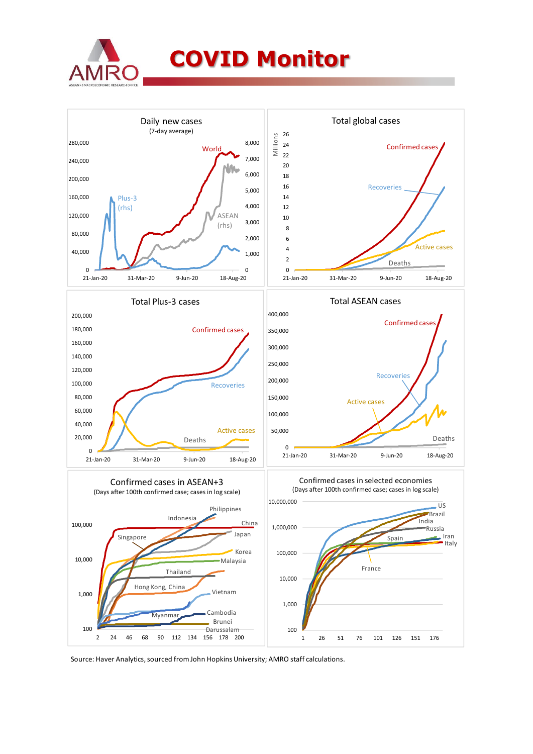# COVID Monitor

AMRO
ASEAN+3 MACROECONOMIC RESEARCH OFFICE

## Daily new cases

(7-day average)

280,000
240,000
200,000
160,000
120,000
80,000
40,000
0

8,000
7,000
6,000
5,000
4,000
3,000
2,000
1,000
0

World
Plus-3 (rhs)
ASEAN (rhs)

21-Jan-20 31-Mar-20 9-Jun-20 18-Aug-20

## Total global cases

Millions

26
24
22
20
18
16
14
12
10
8
6
4
2
0

Confirmed cases
Recoveries
Active cases
Deaths

21-Jan-20 31-Mar-20 9-Jun-20 18-Aug-20

## Total Plus-3 cases

200,000
180,000
160,000
140,000
120,000
100,000
80,000
60,000
40,000
20,000
0

Confirmed cases
Recoveries
Active cases
Deaths

21-Jan-20 31-Mar-20 9-Jun-20 18-Aug-20

## Total ASEAN cases

400,000
350,000
300,000
250,000
200,000
150,000
100,000
50,000
0

Confirmed cases
Recoveries
Active cases
Deaths

21-Jan-20 31-Mar-20 9-Jun-20 18-Aug-20

## Confirmed cases in ASEAN+3

(Days after 100th confirmed case; cases in log scale)

100,000
10,000
1,000
100

Philippines
Indonesia
China
Japan
Singapore
Korea
Malaysia
Thailand
Hong Kong, China
Vietnam
Myanmar
Cambodia
Brunei Darussalam

2 24 46 68 90 112 134 156 178 200

## Confirmed cases in selected economies

(Days after 100th confirmed case; cases in log scale)

10,000,000
1,000,000
100,000
10,000
1,000
100

US
Brazil
India
Russia
Iran
Italy
Spain
France

1 26 51 76 101 126 151 176

Source: Haver Analytics, sourced from John Hopkins University; AMRO staff calculations.